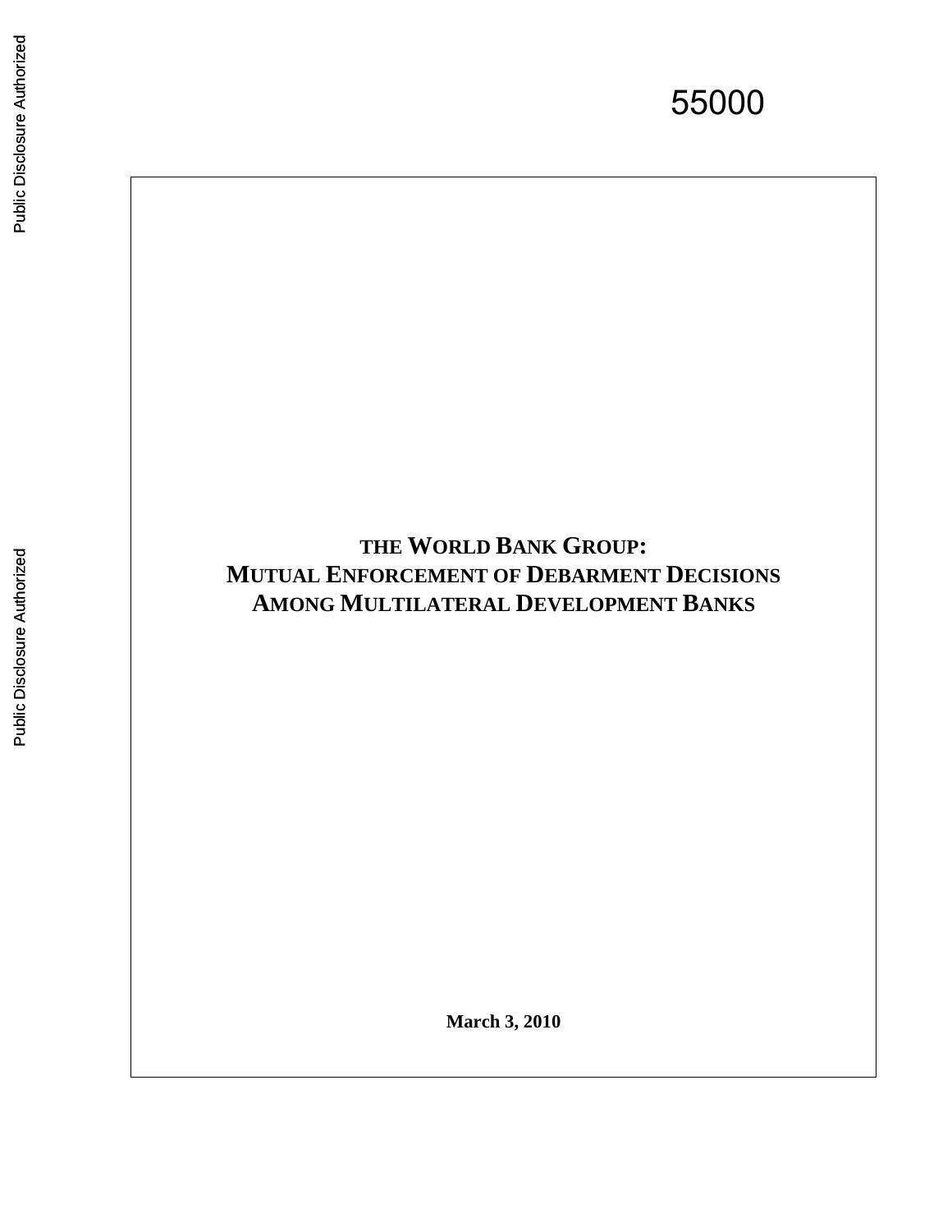55000

# THE WORLD BANK GROUP: MUTUAL ENFORCEMENT OF DEBARMENT DECISIONS AMONG MULTILATERAL DEVELOPMENT BANKS

**March 3, 2010**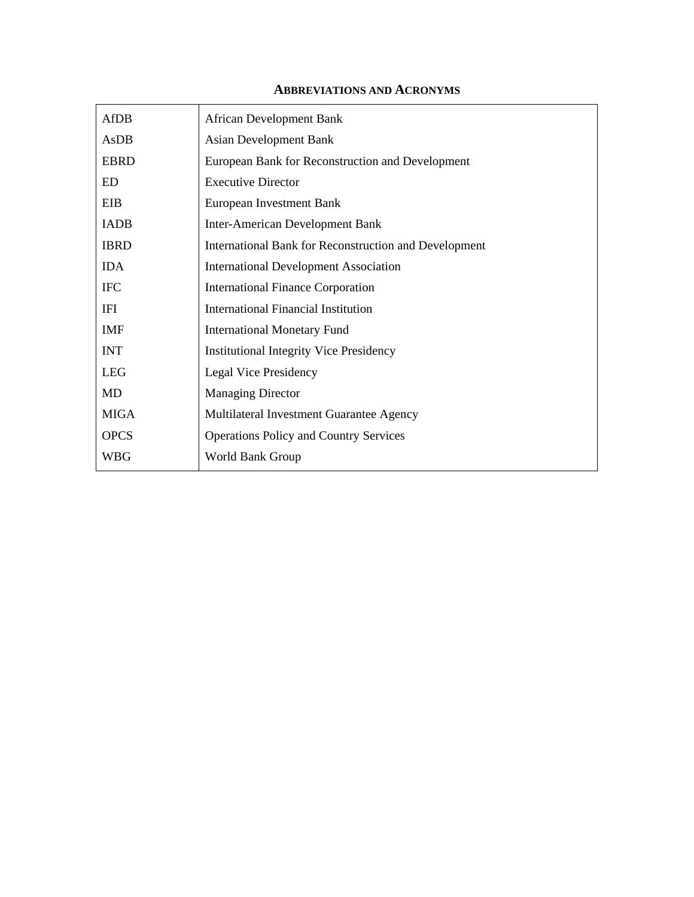## Abbreviations and Acronyms

| | |
|---|---|
| AfDB | African Development Bank |
| AsDB | Asian Development Bank |
| EBRD | European Bank for Reconstruction and Development |
| ED | Executive Director |
| EIB | European Investment Bank |
| IADB | Inter-American Development Bank |
| IBRD | International Bank for Reconstruction and Development |
| IDA | International Development Association |
| IFC | International Finance Corporation |
| IFI | International Financial Institution |
| IMF | International Monetary Fund |
| INT | Institutional Integrity Vice Presidency |
| LEG | Legal Vice Presidency |
| MD | Managing Director |
| MIGA | Multilateral Investment Guarantee Agency |
| OPCS | Operations Policy and Country Services |
| WBG | World Bank Group |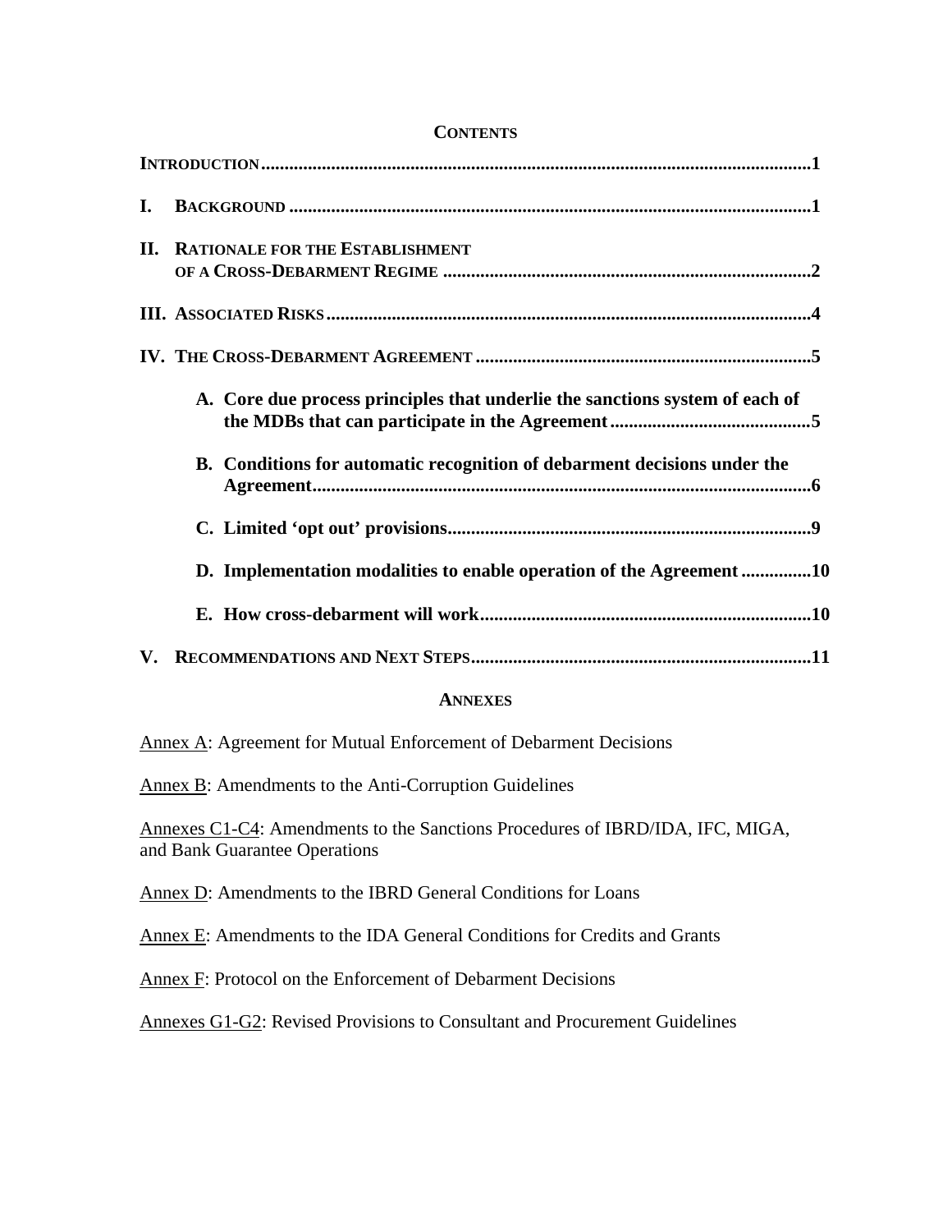## CONTENTS

INTRODUCTION .................................................................................................................1

I. BACKGROUND ...............................................................................................................1

II. RATIONALE FOR THE ESTABLISHMENT OF A CROSS-DEBARMENT REGIME ..............................................................................2

III. ASSOCIATED RISKS ......................................................................................................4

IV. THE CROSS-DEBARMENT AGREEMENT .......................................................................5

- A. Core due process principles that underlie the sanctions system of each of the MDBs that can participate in the Agreement ...........................................5
- B. Conditions for automatic recognition of debarment decisions under the Agreement..........................................................................................................6
- C. Limited 'opt out' provisions.............................................................................9
- D. Implementation modalities to enable operation of the Agreement ..............10
- E. How cross-debarment will work.......................................................................10

V. RECOMMENDATIONS AND NEXT STEPS........................................................................11

## ANNEXES

Annex A: Agreement for Mutual Enforcement of Debarment Decisions

Annex B: Amendments to the Anti-Corruption Guidelines

Annexes C1-C4: Amendments to the Sanctions Procedures of IBRD/IDA, IFC, MIGA, and Bank Guarantee Operations

Annex D: Amendments to the IBRD General Conditions for Loans

Annex E: Amendments to the IDA General Conditions for Credits and Grants

Annex F: Protocol on the Enforcement of Debarment Decisions

Annexes G1-G2: Revised Provisions to Consultant and Procurement Guidelines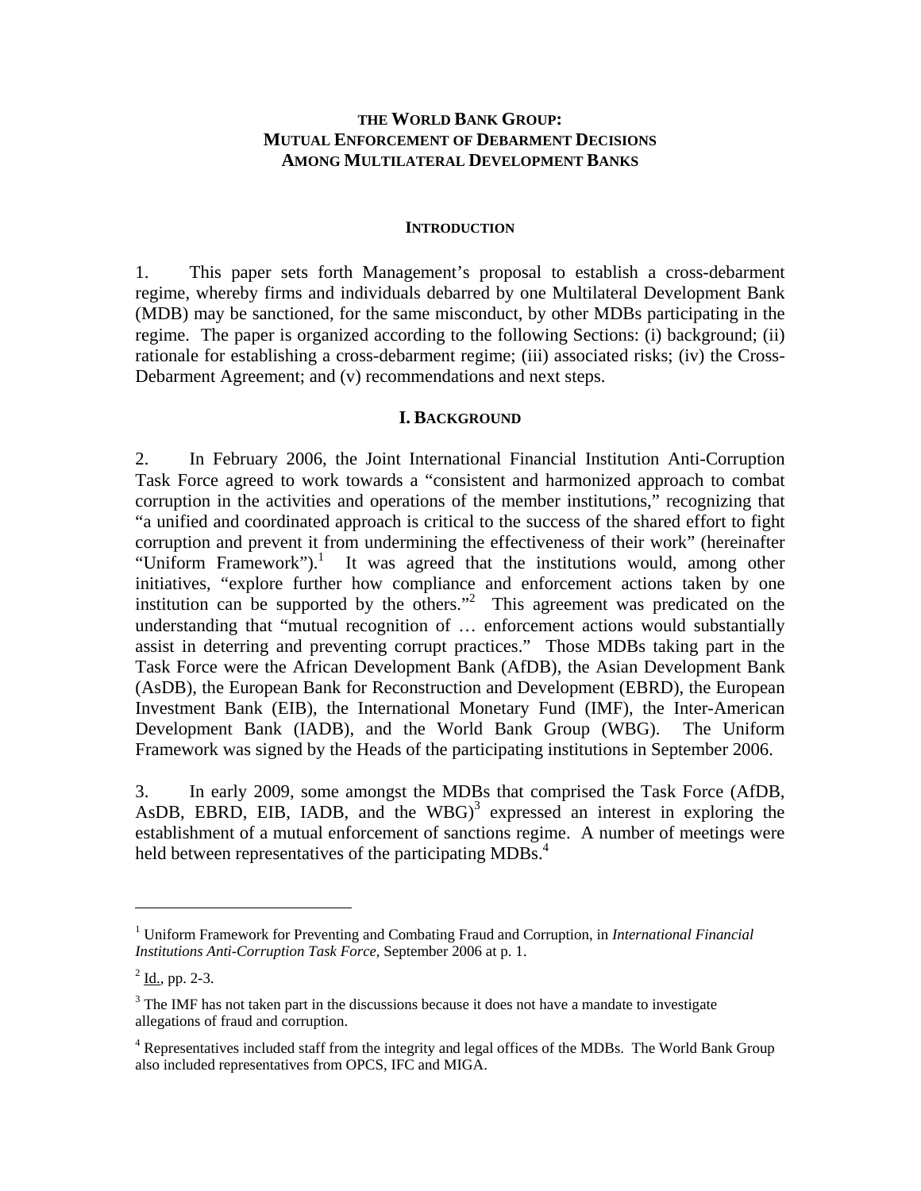**THE WORLD BANK GROUP:**
**MUTUAL ENFORCEMENT OF DEBARMENT DECISIONS**
**AMONG MULTILATERAL DEVELOPMENT BANKS**

## INTRODUCTION

1. This paper sets forth Management's proposal to establish a cross-debarment regime, whereby firms and individuals debarred by one Multilateral Development Bank (MDB) may be sanctioned, for the same misconduct, by other MDBs participating in the regime. The paper is organized according to the following Sections: (i) background; (ii) rationale for establishing a cross-debarment regime; (iii) associated risks; (iv) the Cross-Debarment Agreement; and (v) recommendations and next steps.

## I. BACKGROUND

2. In February 2006, the Joint International Financial Institution Anti-Corruption Task Force agreed to work towards a "consistent and harmonized approach to combat corruption in the activities and operations of the member institutions," recognizing that "a unified and coordinated approach is critical to the success of the shared effort to fight corruption and prevent it from undermining the effectiveness of their work" (hereinafter "Uniform Framework").[1] It was agreed that the institutions would, among other initiatives, "explore further how compliance and enforcement actions taken by one institution can be supported by the others."[2] This agreement was predicated on the understanding that "mutual recognition of … enforcement actions would substantially assist in deterring and preventing corrupt practices." Those MDBs taking part in the Task Force were the African Development Bank (AfDB), the Asian Development Bank (AsDB), the European Bank for Reconstruction and Development (EBRD), the European Investment Bank (EIB), the International Monetary Fund (IMF), the Inter-American Development Bank (IADB), and the World Bank Group (WBG). The Uniform Framework was signed by the Heads of the participating institutions in September 2006.

3. In early 2009, some amongst the MDBs that comprised the Task Force (AfDB, AsDB, EBRD, EIB, IADB, and the WBG)[3] expressed an interest in exploring the establishment of a mutual enforcement of sanctions regime. A number of meetings were held between representatives of the participating MDBs.[4]

---

[1] Uniform Framework for Preventing and Combating Fraud and Corruption, in *International Financial Institutions Anti-Corruption Task Force*, September 2006 at p. 1.

[2] Id., pp. 2-3.

[3] The IMF has not taken part in the discussions because it does not have a mandate to investigate allegations of fraud and corruption.

[4] Representatives included staff from the integrity and legal offices of the MDBs. The World Bank Group also included representatives from OPCS, IFC and MIGA.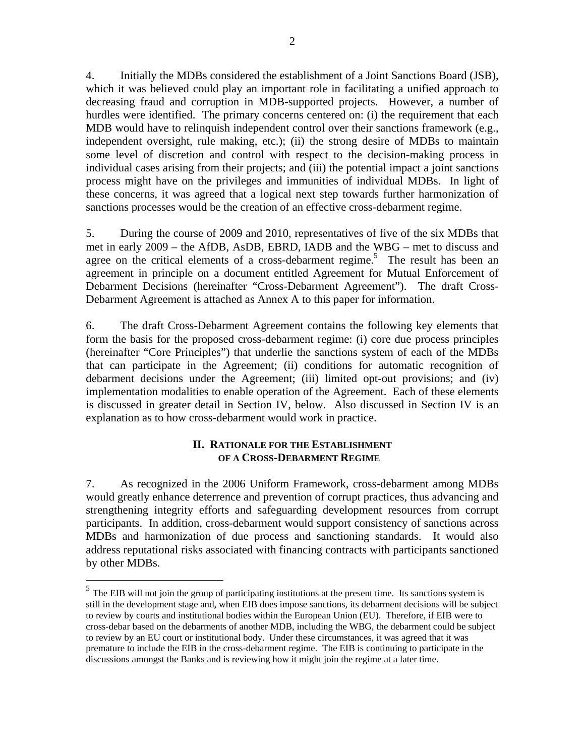4. Initially the MDBs considered the establishment of a Joint Sanctions Board (JSB), which it was believed could play an important role in facilitating a unified approach to decreasing fraud and corruption in MDB-supported projects. However, a number of hurdles were identified. The primary concerns centered on: (i) the requirement that each MDB would have to relinquish independent control over their sanctions framework (e.g., independent oversight, rule making, etc.); (ii) the strong desire of MDBs to maintain some level of discretion and control with respect to the decision-making process in individual cases arising from their projects; and (iii) the potential impact a joint sanctions process might have on the privileges and immunities of individual MDBs. In light of these concerns, it was agreed that a logical next step towards further harmonization of sanctions processes would be the creation of an effective cross-debarment regime.

5. During the course of 2009 and 2010, representatives of five of the six MDBs that met in early 2009 – the AfDB, AsDB, EBRD, IADB and the WBG – met to discuss and agree on the critical elements of a cross-debarment regime.[5] The result has been an agreement in principle on a document entitled Agreement for Mutual Enforcement of Debarment Decisions (hereinafter "Cross-Debarment Agreement"). The draft Cross-Debarment Agreement is attached as Annex A to this paper for information.

6. The draft Cross-Debarment Agreement contains the following key elements that form the basis for the proposed cross-debarment regime: (i) core due process principles (hereinafter "Core Principles") that underlie the sanctions system of each of the MDBs that can participate in the Agreement; (ii) conditions for automatic recognition of debarment decisions under the Agreement; (iii) limited opt-out provisions; and (iv) implementation modalities to enable operation of the Agreement. Each of these elements is discussed in greater detail in Section IV, below. Also discussed in Section IV is an explanation as to how cross-debarment would work in practice.

## II. RATIONALE FOR THE ESTABLISHMENT OF A CROSS-DEBARMENT REGIME

7. As recognized in the 2006 Uniform Framework, cross-debarment among MDBs would greatly enhance deterrence and prevention of corrupt practices, thus advancing and strengthening integrity efforts and safeguarding development resources from corrupt participants. In addition, cross-debarment would support consistency of sanctions across MDBs and harmonization of due process and sanctioning standards. It would also address reputational risks associated with financing contracts with participants sanctioned by other MDBs.

[5] The EIB will not join the group of participating institutions at the present time. Its sanctions system is still in the development stage and, when EIB does impose sanctions, its debarment decisions will be subject to review by courts and institutional bodies within the European Union (EU). Therefore, if EIB were to cross-debar based on the debarments of another MDB, including the WBG, the debarment could be subject to review by an EU court or institutional body. Under these circumstances, it was agreed that it was premature to include the EIB in the cross-debarment regime. The EIB is continuing to participate in the discussions amongst the Banks and is reviewing how it might join the regime at a later time.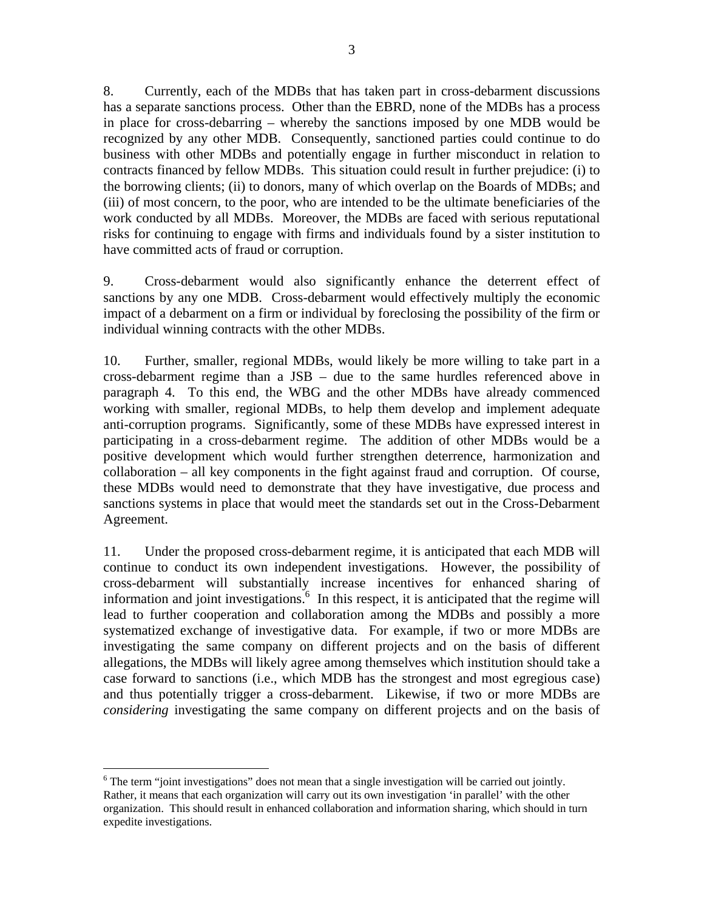8. Currently, each of the MDBs that has taken part in cross-debarment discussions has a separate sanctions process. Other than the EBRD, none of the MDBs has a process in place for cross-debarring – whereby the sanctions imposed by one MDB would be recognized by any other MDB. Consequently, sanctioned parties could continue to do business with other MDBs and potentially engage in further misconduct in relation to contracts financed by fellow MDBs. This situation could result in further prejudice: (i) to the borrowing clients; (ii) to donors, many of which overlap on the Boards of MDBs; and (iii) of most concern, to the poor, who are intended to be the ultimate beneficiaries of the work conducted by all MDBs. Moreover, the MDBs are faced with serious reputational risks for continuing to engage with firms and individuals found by a sister institution to have committed acts of fraud or corruption.

9. Cross-debarment would also significantly enhance the deterrent effect of sanctions by any one MDB. Cross-debarment would effectively multiply the economic impact of a debarment on a firm or individual by foreclosing the possibility of the firm or individual winning contracts with the other MDBs.

10. Further, smaller, regional MDBs, would likely be more willing to take part in a cross-debarment regime than a JSB – due to the same hurdles referenced above in paragraph 4. To this end, the WBG and the other MDBs have already commenced working with smaller, regional MDBs, to help them develop and implement adequate anti-corruption programs. Significantly, some of these MDBs have expressed interest in participating in a cross-debarment regime. The addition of other MDBs would be a positive development which would further strengthen deterrence, harmonization and collaboration – all key components in the fight against fraud and corruption. Of course, these MDBs would need to demonstrate that they have investigative, due process and sanctions systems in place that would meet the standards set out in the Cross-Debarment Agreement.

11. Under the proposed cross-debarment regime, it is anticipated that each MDB will continue to conduct its own independent investigations. However, the possibility of cross-debarment will substantially increase incentives for enhanced sharing of information and joint investigations.[6] In this respect, it is anticipated that the regime will lead to further cooperation and collaboration among the MDBs and possibly a more systematized exchange of investigative data. For example, if two or more MDBs are investigating the same company on different projects and on the basis of different allegations, the MDBs will likely agree among themselves which institution should take a case forward to sanctions (i.e., which MDB has the strongest and most egregious case) and thus potentially trigger a cross-debarment. Likewise, if two or more MDBs are *considering* investigating the same company on different projects and on the basis of

[6] The term "joint investigations" does not mean that a single investigation will be carried out jointly. Rather, it means that each organization will carry out its own investigation 'in parallel' with the other organization. This should result in enhanced collaboration and information sharing, which should in turn expedite investigations.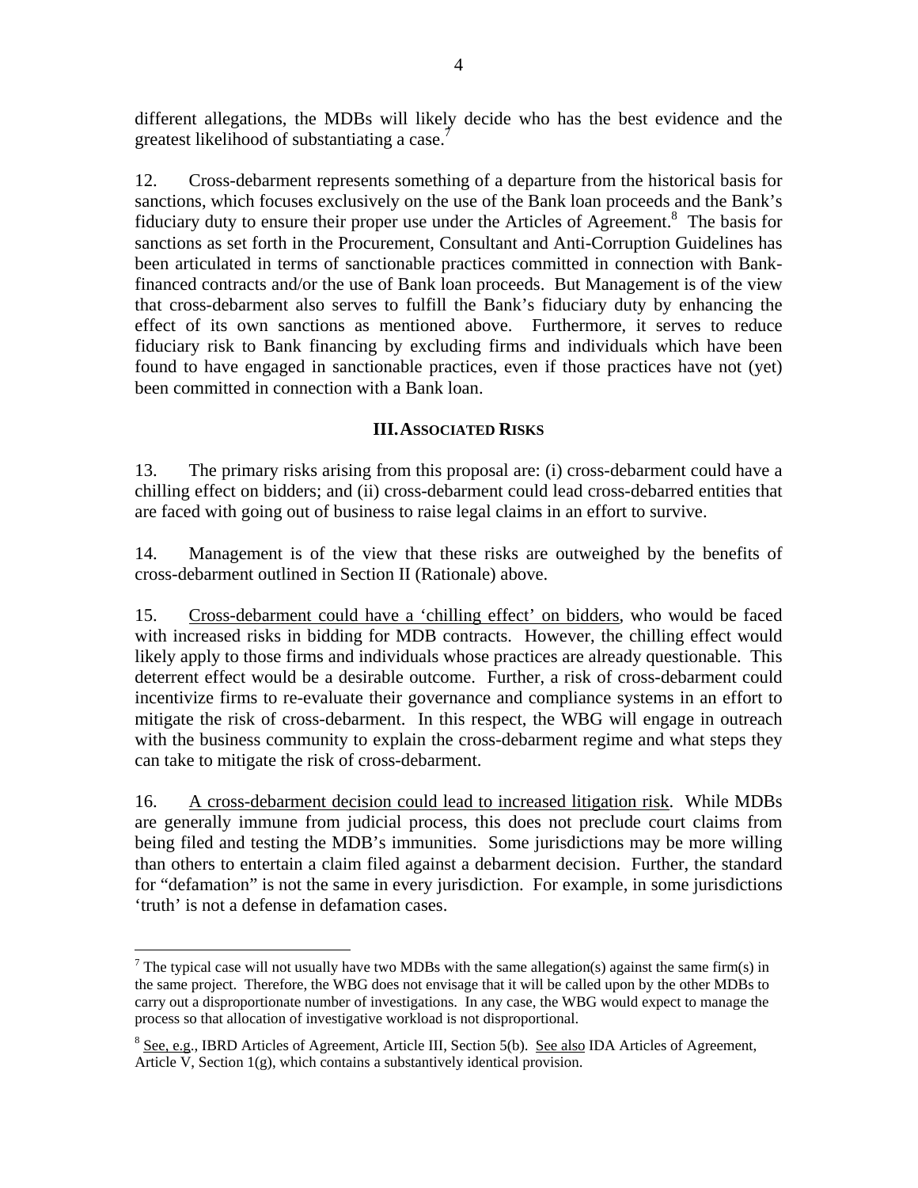different allegations, the MDBs will likely decide who has the best evidence and the greatest likelihood of substantiating a case.[7]

12. Cross-debarment represents something of a departure from the historical basis for sanctions, which focuses exclusively on the use of the Bank loan proceeds and the Bank's fiduciary duty to ensure their proper use under the Articles of Agreement.[8] The basis for sanctions as set forth in the Procurement, Consultant and Anti-Corruption Guidelines has been articulated in terms of sanctionable practices committed in connection with Bank-financed contracts and/or the use of Bank loan proceeds. But Management is of the view that cross-debarment also serves to fulfill the Bank's fiduciary duty by enhancing the effect of its own sanctions as mentioned above. Furthermore, it serves to reduce fiduciary risk to Bank financing by excluding firms and individuals which have been found to have engaged in sanctionable practices, even if those practices have not (yet) been committed in connection with a Bank loan.

## III. ASSOCIATED RISKS

13. The primary risks arising from this proposal are: (i) cross-debarment could have a chilling effect on bidders; and (ii) cross-debarment could lead cross-debarred entities that are faced with going out of business to raise legal claims in an effort to survive.

14. Management is of the view that these risks are outweighed by the benefits of cross-debarment outlined in Section II (Rationale) above.

15. <u>Cross-debarment could have a 'chilling effect' on bidders</u>, who would be faced with increased risks in bidding for MDB contracts. However, the chilling effect would likely apply to those firms and individuals whose practices are already questionable. This deterrent effect would be a desirable outcome. Further, a risk of cross-debarment could incentivize firms to re-evaluate their governance and compliance systems in an effort to mitigate the risk of cross-debarment. In this respect, the WBG will engage in outreach with the business community to explain the cross-debarment regime and what steps they can take to mitigate the risk of cross-debarment.

16. <u>A cross-debarment decision could lead to increased litigation risk</u>. While MDBs are generally immune from judicial process, this does not preclude court claims from being filed and testing the MDB's immunities. Some jurisdictions may be more willing than others to entertain a claim filed against a debarment decision. Further, the standard for "defamation" is not the same in every jurisdiction. For example, in some jurisdictions 'truth' is not a defense in defamation cases.

---

[7] The typical case will not usually have two MDBs with the same allegation(s) against the same firm(s) in the same project. Therefore, the WBG does not envisage that it will be called upon by the other MDBs to carry out a disproportionate number of investigations. In any case, the WBG would expect to manage the process so that allocation of investigative workload is not disproportional.

[8] <u>See, e.g.</u>, IBRD Articles of Agreement, Article III, Section 5(b). <u>See also</u> IDA Articles of Agreement, Article V, Section 1(g), which contains a substantively identical provision.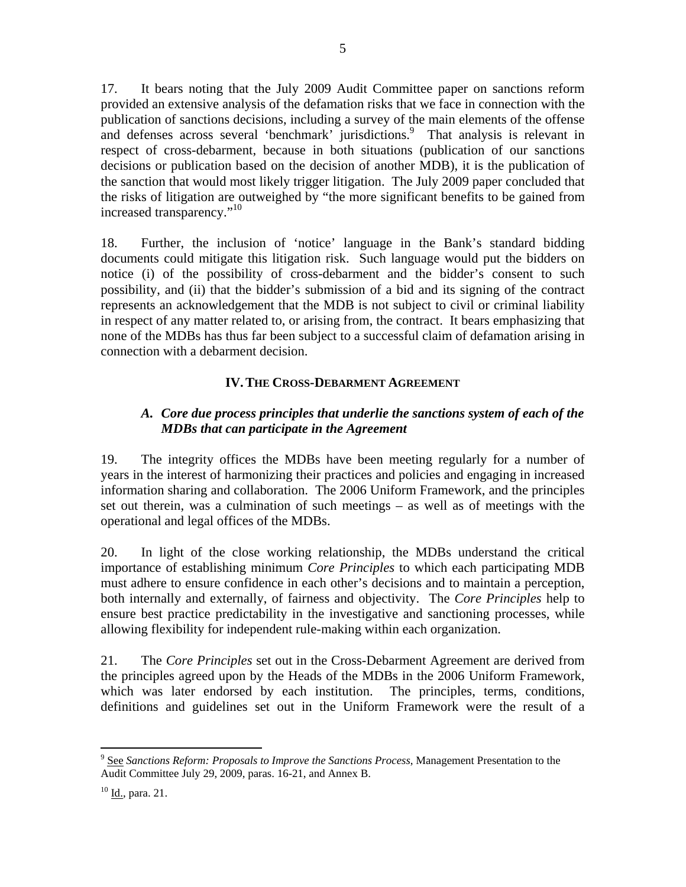17. It bears noting that the July 2009 Audit Committee paper on sanctions reform provided an extensive analysis of the defamation risks that we face in connection with the publication of sanctions decisions, including a survey of the main elements of the offense and defenses across several 'benchmark' jurisdictions.[9] That analysis is relevant in respect of cross-debarment, because in both situations (publication of our sanctions decisions or publication based on the decision of another MDB), it is the publication of the sanction that would most likely trigger litigation. The July 2009 paper concluded that the risks of litigation are outweighed by "the more significant benefits to be gained from increased transparency."[10]

18. Further, the inclusion of 'notice' language in the Bank's standard bidding documents could mitigate this litigation risk. Such language would put the bidders on notice (i) of the possibility of cross-debarment and the bidder's consent to such possibility, and (ii) that the bidder's submission of a bid and its signing of the contract represents an acknowledgement that the MDB is not subject to civil or criminal liability in respect of any matter related to, or arising from, the contract. It bears emphasizing that none of the MDBs has thus far been subject to a successful claim of defamation arising in connection with a debarment decision.

## IV. THE CROSS-DEBARMENT AGREEMENT

### *A. Core due process principles that underlie the sanctions system of each of the MDBs that can participate in the Agreement*

19. The integrity offices the MDBs have been meeting regularly for a number of years in the interest of harmonizing their practices and policies and engaging in increased information sharing and collaboration. The 2006 Uniform Framework, and the principles set out therein, was a culmination of such meetings – as well as of meetings with the operational and legal offices of the MDBs.

20. In light of the close working relationship, the MDBs understand the critical importance of establishing minimum *Core Principles* to which each participating MDB must adhere to ensure confidence in each other's decisions and to maintain a perception, both internally and externally, of fairness and objectivity. The *Core Principles* help to ensure best practice predictability in the investigative and sanctioning processes, while allowing flexibility for independent rule-making within each organization.

21. The *Core Principles* set out in the Cross-Debarment Agreement are derived from the principles agreed upon by the Heads of the MDBs in the 2006 Uniform Framework, which was later endorsed by each institution. The principles, terms, conditions, definitions and guidelines set out in the Uniform Framework were the result of a

---

[9] See *Sanctions Reform: Proposals to Improve the Sanctions Process*, Management Presentation to the Audit Committee July 29, 2009, paras. 16-21, and Annex B.

[10] Id., para. 21.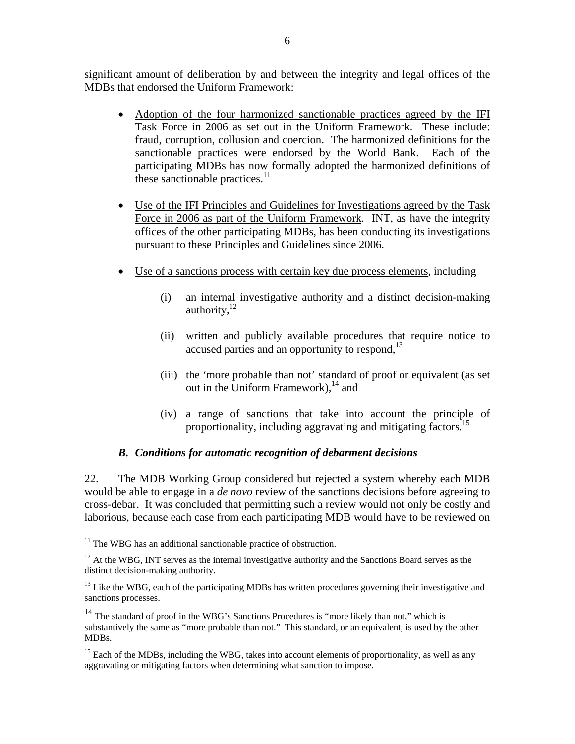significant amount of deliberation by and between the integrity and legal offices of the MDBs that endorsed the Uniform Framework:

- Adoption of the four harmonized sanctionable practices agreed by the IFI Task Force in 2006 as set out in the Uniform Framework. These include: fraud, corruption, collusion and coercion. The harmonized definitions for the sanctionable practices were endorsed by the World Bank. Each of the participating MDBs has now formally adopted the harmonized definitions of these sanctionable practices.[11]

- Use of the IFI Principles and Guidelines for Investigations agreed by the Task Force in 2006 as part of the Uniform Framework. INT, as have the integrity offices of the other participating MDBs, has been conducting its investigations pursuant to these Principles and Guidelines since 2006.

- Use of a sanctions process with certain key due process elements, including

  (i) an internal investigative authority and a distinct decision-making authority,[12]

  (ii) written and publicly available procedures that require notice to accused parties and an opportunity to respond,[13]

  (iii) the 'more probable than not' standard of proof or equivalent (as set out in the Uniform Framework),[14] and

  (iv) a range of sanctions that take into account the principle of proportionality, including aggravating and mitigating factors.[15]

### *B. Conditions for automatic recognition of debarment decisions*

22. The MDB Working Group considered but rejected a system whereby each MDB would be able to engage in a *de novo* review of the sanctions decisions before agreeing to cross-debar. It was concluded that permitting such a review would not only be costly and laborious, because each case from each participating MDB would have to be reviewed on

---

[11] The WBG has an additional sanctionable practice of obstruction.

[12] At the WBG, INT serves as the internal investigative authority and the Sanctions Board serves as the distinct decision-making authority.

[13] Like the WBG, each of the participating MDBs has written procedures governing their investigative and sanctions processes.

[14] The standard of proof in the WBG's Sanctions Procedures is "more likely than not," which is substantively the same as "more probable than not." This standard, or an equivalent, is used by the other MDBs.

[15] Each of the MDBs, including the WBG, takes into account elements of proportionality, as well as any aggravating or mitigating factors when determining what sanction to impose.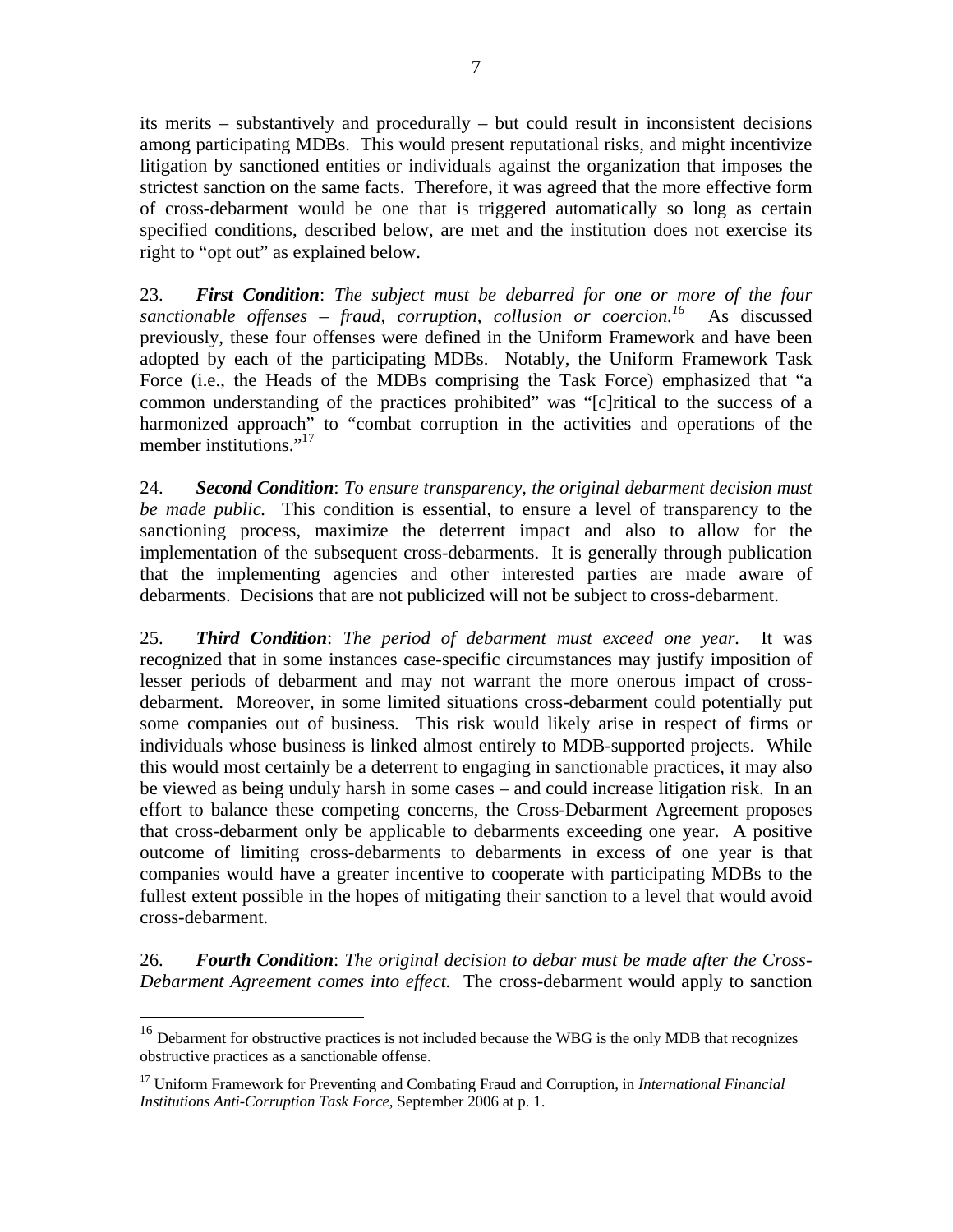its merits – substantively and procedurally – but could result in inconsistent decisions among participating MDBs. This would present reputational risks, and might incentivize litigation by sanctioned entities or individuals against the organization that imposes the strictest sanction on the same facts. Therefore, it was agreed that the more effective form of cross-debarment would be one that is triggered automatically so long as certain specified conditions, described below, are met and the institution does not exercise its right to "opt out" as explained below.

23. ***First Condition***: *The subject must be debarred for one or more of the four sanctionable offenses – fraud, corruption, collusion or coercion.*[16] As discussed previously, these four offenses were defined in the Uniform Framework and have been adopted by each of the participating MDBs. Notably, the Uniform Framework Task Force (i.e., the Heads of the MDBs comprising the Task Force) emphasized that "a common understanding of the practices prohibited" was "[c]ritical to the success of a harmonized approach" to "combat corruption in the activities and operations of the member institutions."[17]

24. ***Second Condition***: *To ensure transparency, the original debarment decision must be made public.* This condition is essential, to ensure a level of transparency to the sanctioning process, maximize the deterrent impact and also to allow for the implementation of the subsequent cross-debarments. It is generally through publication that the implementing agencies and other interested parties are made aware of debarments. Decisions that are not publicized will not be subject to cross-debarment.

25. ***Third Condition***: *The period of debarment must exceed one year.* It was recognized that in some instances case-specific circumstances may justify imposition of lesser periods of debarment and may not warrant the more onerous impact of cross-debarment. Moreover, in some limited situations cross-debarment could potentially put some companies out of business. This risk would likely arise in respect of firms or individuals whose business is linked almost entirely to MDB-supported projects. While this would most certainly be a deterrent to engaging in sanctionable practices, it may also be viewed as being unduly harsh in some cases – and could increase litigation risk. In an effort to balance these competing concerns, the Cross-Debarment Agreement proposes that cross-debarment only be applicable to debarments exceeding one year. A positive outcome of limiting cross-debarments to debarments in excess of one year is that companies would have a greater incentive to cooperate with participating MDBs to the fullest extent possible in the hopes of mitigating their sanction to a level that would avoid cross-debarment.

26. ***Fourth Condition***: *The original decision to debar must be made after the Cross-Debarment Agreement comes into effect.* The cross-debarment would apply to sanction

---

[16] Debarment for obstructive practices is not included because the WBG is the only MDB that recognizes obstructive practices as a sanctionable offense.

[17] Uniform Framework for Preventing and Combating Fraud and Corruption, in *International Financial Institutions Anti-Corruption Task Force*, September 2006 at p. 1.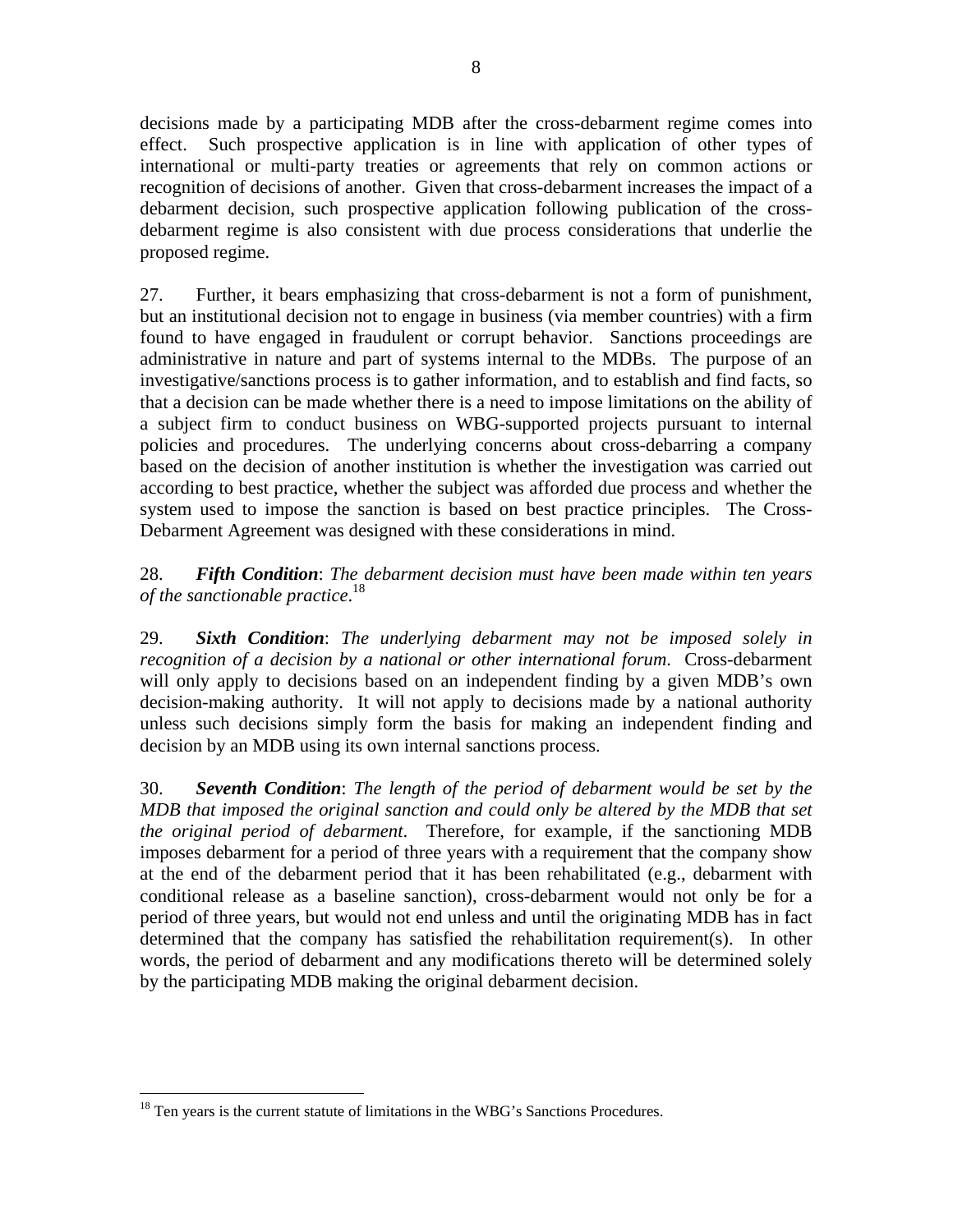decisions made by a participating MDB after the cross-debarment regime comes into effect. Such prospective application is in line with application of other types of international or multi-party treaties or agreements that rely on common actions or recognition of decisions of another. Given that cross-debarment increases the impact of a debarment decision, such prospective application following publication of the cross-debarment regime is also consistent with due process considerations that underlie the proposed regime.

27. Further, it bears emphasizing that cross-debarment is not a form of punishment, but an institutional decision not to engage in business (via member countries) with a firm found to have engaged in fraudulent or corrupt behavior. Sanctions proceedings are administrative in nature and part of systems internal to the MDBs. The purpose of an investigative/sanctions process is to gather information, and to establish and find facts, so that a decision can be made whether there is a need to impose limitations on the ability of a subject firm to conduct business on WBG-supported projects pursuant to internal policies and procedures. The underlying concerns about cross-debarring a company based on the decision of another institution is whether the investigation was carried out according to best practice, whether the subject was afforded due process and whether the system used to impose the sanction is based on best practice principles. The Cross-Debarment Agreement was designed with these considerations in mind.

28. ***Fifth Condition***: *The debarment decision must have been made within ten years of the sanctionable practice.*[18]

29. ***Sixth Condition***: *The underlying debarment may not be imposed solely in recognition of a decision by a national or other international forum*. Cross-debarment will only apply to decisions based on an independent finding by a given MDB's own decision-making authority. It will not apply to decisions made by a national authority unless such decisions simply form the basis for making an independent finding and decision by an MDB using its own internal sanctions process.

30. ***Seventh Condition***: *The length of the period of debarment would be set by the MDB that imposed the original sanction and could only be altered by the MDB that set the original period of debarment*. Therefore, for example, if the sanctioning MDB imposes debarment for a period of three years with a requirement that the company show at the end of the debarment period that it has been rehabilitated (e.g., debarment with conditional release as a baseline sanction), cross-debarment would not only be for a period of three years, but would not end unless and until the originating MDB has in fact determined that the company has satisfied the rehabilitation requirement(s). In other words, the period of debarment and any modifications thereto will be determined solely by the participating MDB making the original debarment decision.

---

[18] Ten years is the current statute of limitations in the WBG's Sanctions Procedures.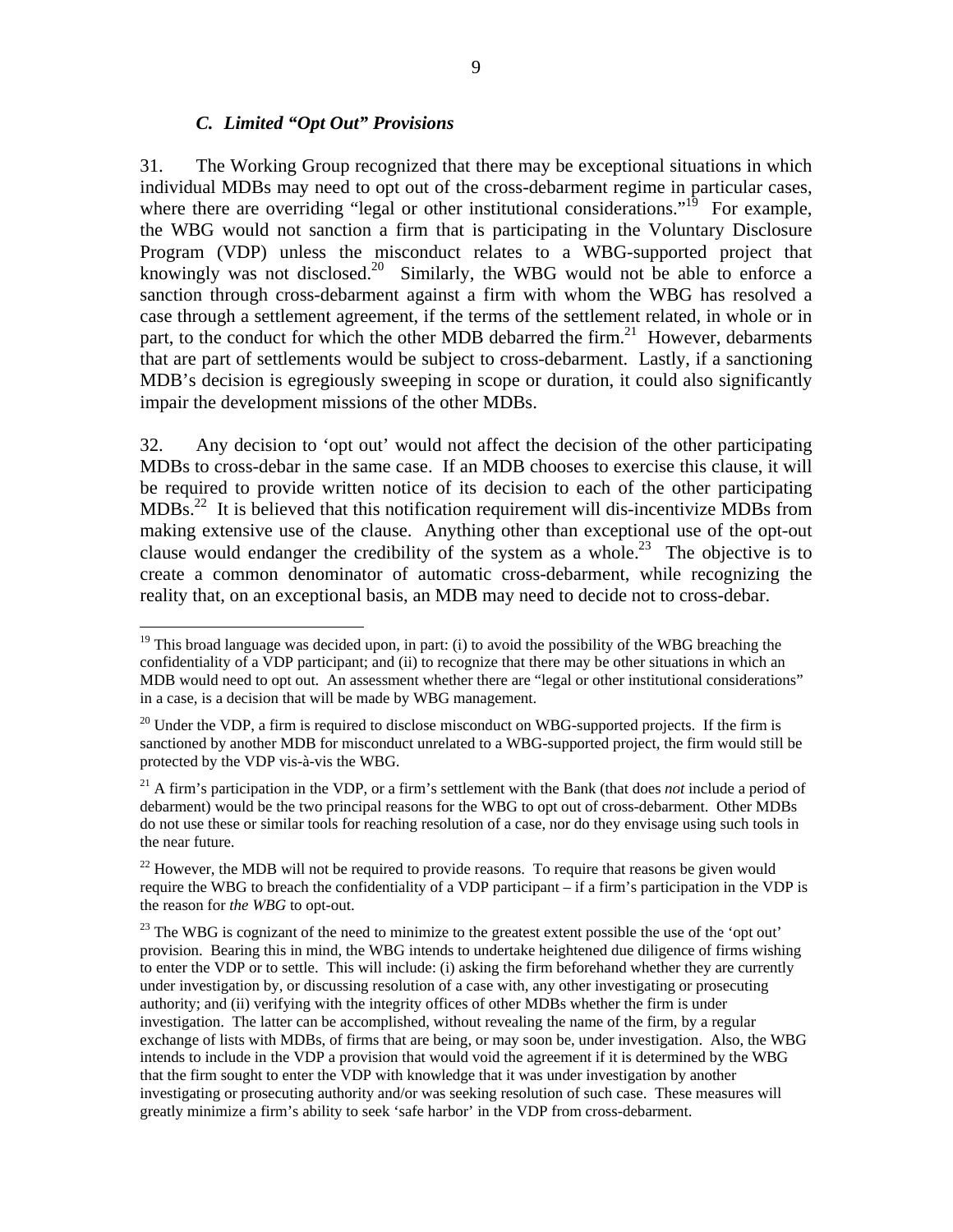### *C. Limited "Opt Out" Provisions*

31. The Working Group recognized that there may be exceptional situations in which individual MDBs may need to opt out of the cross-debarment regime in particular cases, where there are overriding "legal or other institutional considerations."[19] For example, the WBG would not sanction a firm that is participating in the Voluntary Disclosure Program (VDP) unless the misconduct relates to a WBG-supported project that knowingly was not disclosed.[20] Similarly, the WBG would not be able to enforce a sanction through cross-debarment against a firm with whom the WBG has resolved a case through a settlement agreement, if the terms of the settlement related, in whole or in part, to the conduct for which the other MDB debarred the firm.[21] However, debarments that are part of settlements would be subject to cross-debarment. Lastly, if a sanctioning MDB's decision is egregiously sweeping in scope or duration, it could also significantly impair the development missions of the other MDBs.

32. Any decision to 'opt out' would not affect the decision of the other participating MDBs to cross-debar in the same case. If an MDB chooses to exercise this clause, it will be required to provide written notice of its decision to each of the other participating MDBs.[22] It is believed that this notification requirement will dis-incentivize MDBs from making extensive use of the clause. Anything other than exceptional use of the opt-out clause would endanger the credibility of the system as a whole.[23] The objective is to create a common denominator of automatic cross-debarment, while recognizing the reality that, on an exceptional basis, an MDB may need to decide not to cross-debar.

---

[19] This broad language was decided upon, in part: (i) to avoid the possibility of the WBG breaching the confidentiality of a VDP participant; and (ii) to recognize that there may be other situations in which an MDB would need to opt out. An assessment whether there are "legal or other institutional considerations" in a case, is a decision that will be made by WBG management.

[20] Under the VDP, a firm is required to disclose misconduct on WBG-supported projects. If the firm is sanctioned by another MDB for misconduct unrelated to a WBG-supported project, the firm would still be protected by the VDP vis-à-vis the WBG.

[21] A firm's participation in the VDP, or a firm's settlement with the Bank (that does *not* include a period of debarment) would be the two principal reasons for the WBG to opt out of cross-debarment. Other MDBs do not use these or similar tools for reaching resolution of a case, nor do they envisage using such tools in the near future.

[22] However, the MDB will not be required to provide reasons. To require that reasons be given would require the WBG to breach the confidentiality of a VDP participant – if a firm's participation in the VDP is the reason for *the WBG* to opt-out.

[23] The WBG is cognizant of the need to minimize to the greatest extent possible the use of the 'opt out' provision. Bearing this in mind, the WBG intends to undertake heightened due diligence of firms wishing to enter the VDP or to settle. This will include: (i) asking the firm beforehand whether they are currently under investigation by, or discussing resolution of a case with, any other investigating or prosecuting authority; and (ii) verifying with the integrity offices of other MDBs whether the firm is under investigation. The latter can be accomplished, without revealing the name of the firm, by a regular exchange of lists with MDBs, of firms that are being, or may soon be, under investigation. Also, the WBG intends to include in the VDP a provision that would void the agreement if it is determined by the WBG that the firm sought to enter the VDP with knowledge that it was under investigation by another investigating or prosecuting authority and/or was seeking resolution of such case. These measures will greatly minimize a firm's ability to seek 'safe harbor' in the VDP from cross-debarment.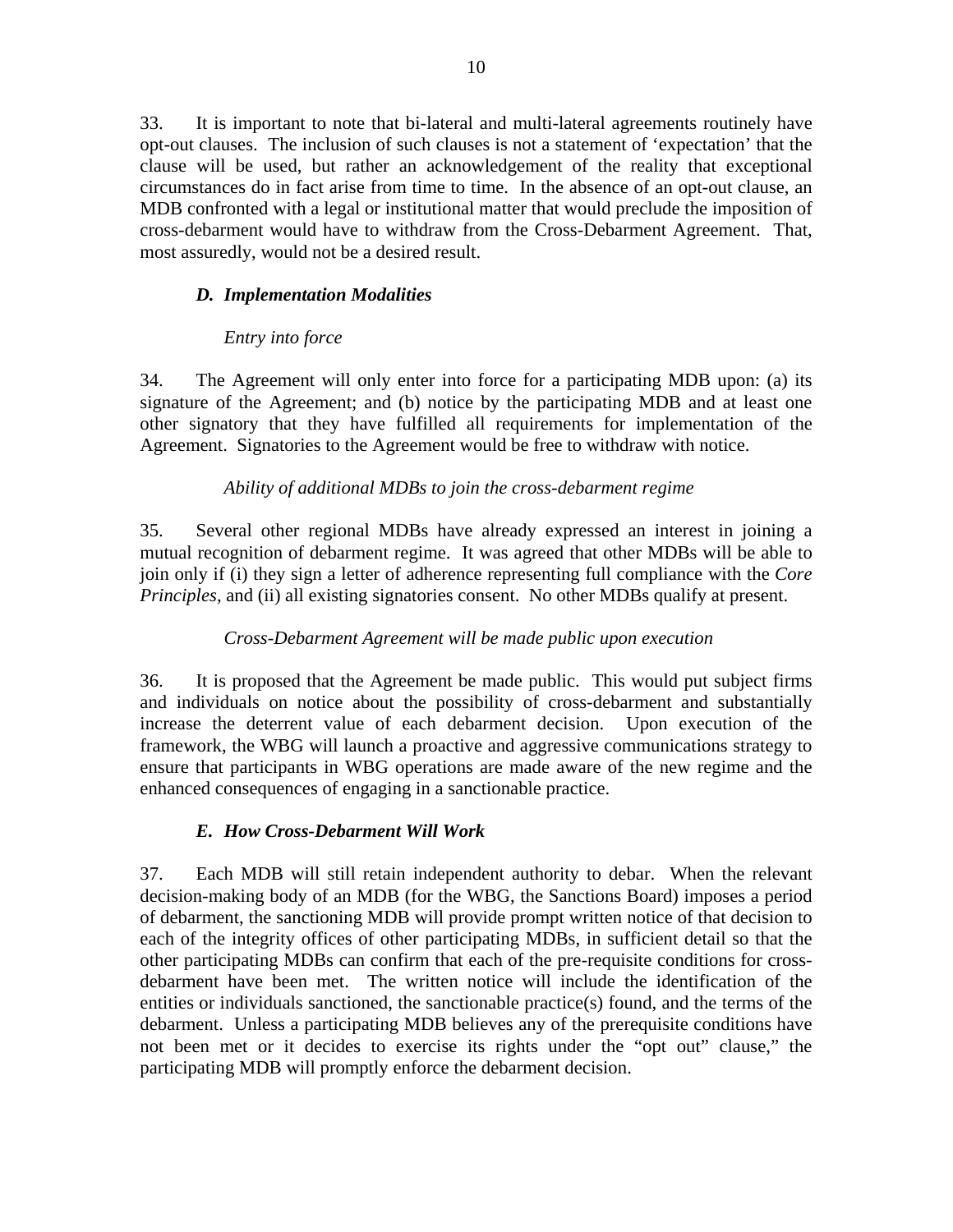33. It is important to note that bi-lateral and multi-lateral agreements routinely have opt-out clauses. The inclusion of such clauses is not a statement of 'expectation' that the clause will be used, but rather an acknowledgement of the reality that exceptional circumstances do in fact arise from time to time. In the absence of an opt-out clause, an MDB confronted with a legal or institutional matter that would preclude the imposition of cross-debarment would have to withdraw from the Cross-Debarment Agreement. That, most assuredly, would not be a desired result.

### *D. Implementation Modalities*

*Entry into force*

34. The Agreement will only enter into force for a participating MDB upon: (a) its signature of the Agreement; and (b) notice by the participating MDB and at least one other signatory that they have fulfilled all requirements for implementation of the Agreement. Signatories to the Agreement would be free to withdraw with notice.

*Ability of additional MDBs to join the cross-debarment regime*

35. Several other regional MDBs have already expressed an interest in joining a mutual recognition of debarment regime. It was agreed that other MDBs will be able to join only if (i) they sign a letter of adherence representing full compliance with the *Core Principles,* and (ii) all existing signatories consent. No other MDBs qualify at present.

*Cross-Debarment Agreement will be made public upon execution*

36. It is proposed that the Agreement be made public. This would put subject firms and individuals on notice about the possibility of cross-debarment and substantially increase the deterrent value of each debarment decision. Upon execution of the framework, the WBG will launch a proactive and aggressive communications strategy to ensure that participants in WBG operations are made aware of the new regime and the enhanced consequences of engaging in a sanctionable practice.

### *E. How Cross-Debarment Will Work*

37. Each MDB will still retain independent authority to debar. When the relevant decision-making body of an MDB (for the WBG, the Sanctions Board) imposes a period of debarment, the sanctioning MDB will provide prompt written notice of that decision to each of the integrity offices of other participating MDBs, in sufficient detail so that the other participating MDBs can confirm that each of the pre-requisite conditions for cross-debarment have been met. The written notice will include the identification of the entities or individuals sanctioned, the sanctionable practice(s) found, and the terms of the debarment. Unless a participating MDB believes any of the prerequisite conditions have not been met or it decides to exercise its rights under the "opt out" clause," the participating MDB will promptly enforce the debarment decision.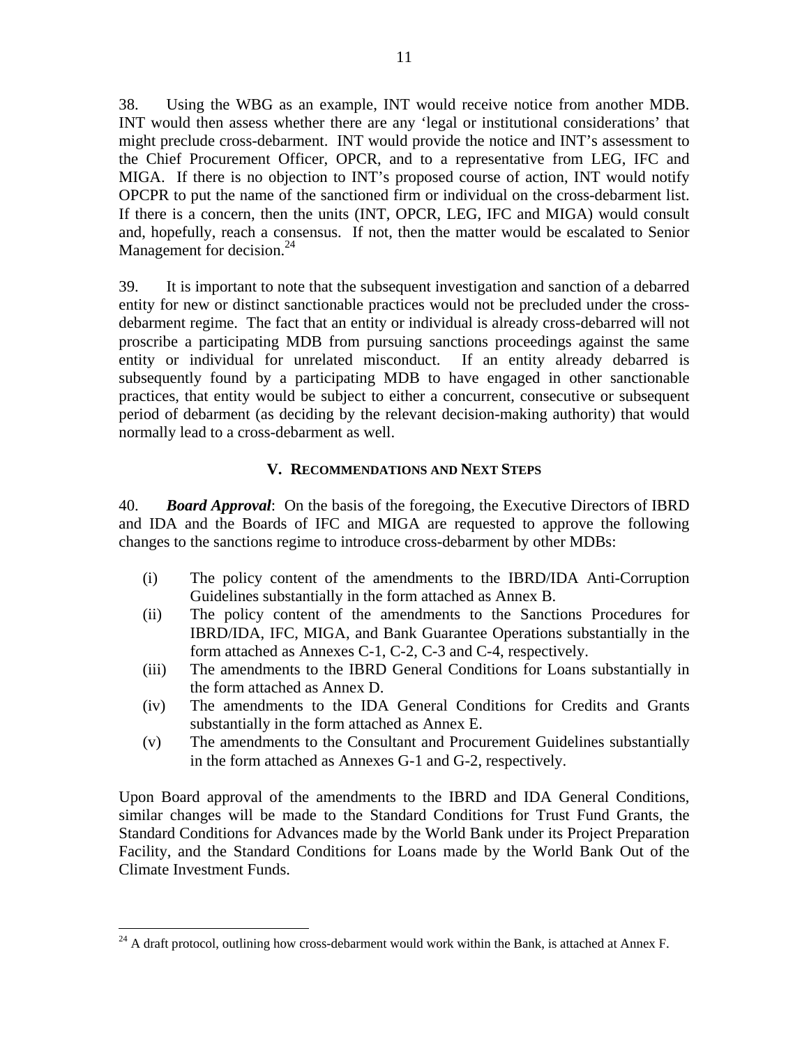38. Using the WBG as an example, INT would receive notice from another MDB. INT would then assess whether there are any 'legal or institutional considerations' that might preclude cross-debarment. INT would provide the notice and INT's assessment to the Chief Procurement Officer, OPCR, and to a representative from LEG, IFC and MIGA. If there is no objection to INT's proposed course of action, INT would notify OPCPR to put the name of the sanctioned firm or individual on the cross-debarment list. If there is a concern, then the units (INT, OPCR, LEG, IFC and MIGA) would consult and, hopefully, reach a consensus. If not, then the matter would be escalated to Senior Management for decision.[24]

39. It is important to note that the subsequent investigation and sanction of a debarred entity for new or distinct sanctionable practices would not be precluded under the cross-debarment regime. The fact that an entity or individual is already cross-debarred will not proscribe a participating MDB from pursuing sanctions proceedings against the same entity or individual for unrelated misconduct. If an entity already debarred is subsequently found by a participating MDB to have engaged in other sanctionable practices, that entity would be subject to either a concurrent, consecutive or subsequent period of debarment (as deciding by the relevant decision-making authority) that would normally lead to a cross-debarment as well.

## V. Recommendations and Next Steps

40. ***Board Approval***: On the basis of the foregoing, the Executive Directors of IBRD and IDA and the Boards of IFC and MIGA are requested to approve the following changes to the sanctions regime to introduce cross-debarment by other MDBs:

- (i) The policy content of the amendments to the IBRD/IDA Anti-Corruption Guidelines substantially in the form attached as Annex B.
- (ii) The policy content of the amendments to the Sanctions Procedures for IBRD/IDA, IFC, MIGA, and Bank Guarantee Operations substantially in the form attached as Annexes C-1, C-2, C-3 and C-4, respectively.
- (iii) The amendments to the IBRD General Conditions for Loans substantially in the form attached as Annex D.
- (iv) The amendments to the IDA General Conditions for Credits and Grants substantially in the form attached as Annex E.
- (v) The amendments to the Consultant and Procurement Guidelines substantially in the form attached as Annexes G-1 and G-2, respectively.

Upon Board approval of the amendments to the IBRD and IDA General Conditions, similar changes will be made to the Standard Conditions for Trust Fund Grants, the Standard Conditions for Advances made by the World Bank under its Project Preparation Facility, and the Standard Conditions for Loans made by the World Bank Out of the Climate Investment Funds.

---

[24] A draft protocol, outlining how cross-debarment would work within the Bank, is attached at Annex F.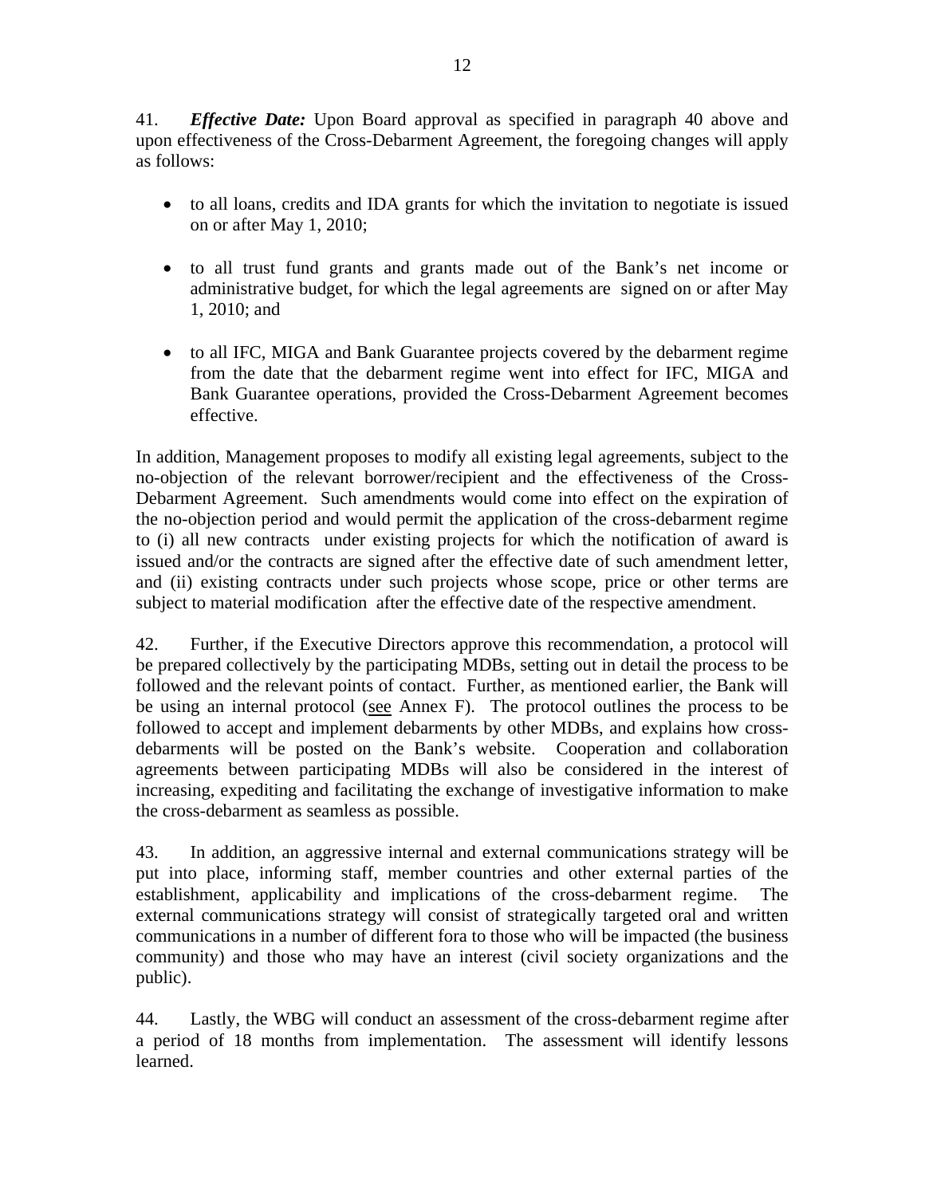41. ***Effective Date:*** Upon Board approval as specified in paragraph 40 above and upon effectiveness of the Cross-Debarment Agreement, the foregoing changes will apply as follows:

- to all loans, credits and IDA grants for which the invitation to negotiate is issued on or after May 1, 2010;
- to all trust fund grants and grants made out of the Bank's net income or administrative budget, for which the legal agreements are signed on or after May 1, 2010; and
- to all IFC, MIGA and Bank Guarantee projects covered by the debarment regime from the date that the debarment regime went into effect for IFC, MIGA and Bank Guarantee operations, provided the Cross-Debarment Agreement becomes effective.

In addition, Management proposes to modify all existing legal agreements, subject to the no-objection of the relevant borrower/recipient and the effectiveness of the Cross-Debarment Agreement. Such amendments would come into effect on the expiration of the no-objection period and would permit the application of the cross-debarment regime to (i) all new contracts under existing projects for which the notification of award is issued and/or the contracts are signed after the effective date of such amendment letter, and (ii) existing contracts under such projects whose scope, price or other terms are subject to material modification after the effective date of the respective amendment.

42. Further, if the Executive Directors approve this recommendation, a protocol will be prepared collectively by the participating MDBs, setting out in detail the process to be followed and the relevant points of contact. Further, as mentioned earlier, the Bank will be using an internal protocol (see Annex F). The protocol outlines the process to be followed to accept and implement debarments by other MDBs, and explains how cross-debarments will be posted on the Bank's website. Cooperation and collaboration agreements between participating MDBs will also be considered in the interest of increasing, expediting and facilitating the exchange of investigative information to make the cross-debarment as seamless as possible.

43. In addition, an aggressive internal and external communications strategy will be put into place, informing staff, member countries and other external parties of the establishment, applicability and implications of the cross-debarment regime. The external communications strategy will consist of strategically targeted oral and written communications in a number of different fora to those who will be impacted (the business community) and those who may have an interest (civil society organizations and the public).

44. Lastly, the WBG will conduct an assessment of the cross-debarment regime after a period of 18 months from implementation. The assessment will identify lessons learned.